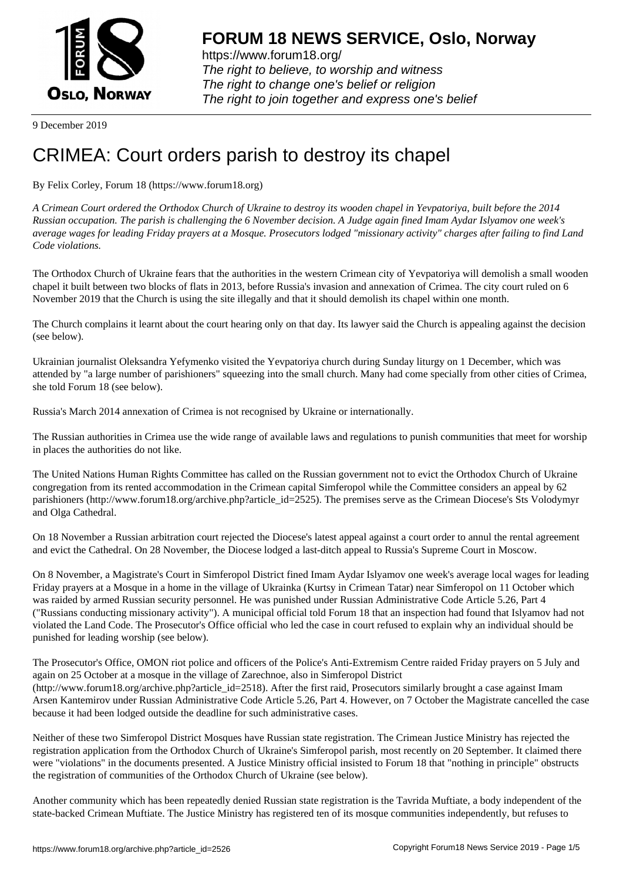9 December 2019

# CRIMEA: Court orders parish to destroy its chapel

By Felix Corley, Forum 18 (https://www.forum18.org)

*A Crimean Court ordered the Orthodox Church of Ukraine to destroy its wooden chapel in Yevpatoriya, built before the 2014 Russian occupation. The parish is challenging the 6 November decision. A Judge again fined Imam Aydar Islyamov one week's average wages for leading Friday prayers at a Mosque. Prosecutors lodged "missionary activity" charges after failing to find Land Code violations.*

The Orthodox Church of Ukraine fears that the authorities in the western Crimean city of Yevpatoriya will demolish a small wooden chapel it built between two blocks of flats in 2013, before Russia's invasion and annexation of Crimea. The city court ruled on 6 November 2019 that the Church is using the site illegally and that it should demolish its chapel within one month.

The Church complains it learnt about the court hearing only on that day. Its lawyer said the Church is appealing against the decision (see below).

Ukrainian journalist Oleksandra Yefymenko visited the Yevpatoriya church during Sunday liturgy on 1 December, which was attended by "a large number of parishioners" squeezing into the small church. Many had come specially from other cities of Crimea, she told Forum 18 (see below).

Russia's March 2014 annexation of Crimea is not recognised by Ukraine or internationally.

The Russian authorities in Crimea use the wide range of available laws and regulations to punish communities that meet for worship in places the authorities do not like.

The United Nations Human Rights Committee has called on the Russian government not to evict the Orthodox Church of Ukraine congregation from its rented accommodation in the Crimean capital Simferopol while the Committee considers an appeal by 62 parishioners (http://www.forum18.org/archive.php?article_id=2525). The premises serve as the Crimean Diocese's Sts Volodymyr and Olga Cathedral.

On 18 November a Russian arbitration court rejected the Diocese's latest appeal against a court order to annul the rental agreement and evict the Cathedral. On 28 November, the Diocese lodged a last-ditch appeal to Russia's Supreme Court in Moscow.

On 8 November, a Magistrate's Court in Simferopol District fined Imam Aydar Islyamov one week's average local wages for leading Friday prayers at a Mosque in a home in the village of Ukrainka (Kurtsy in Crimean Tatar) near Simferopol on 11 October which was raided by armed Russian security personnel. He was punished under Russian Administrative Code Article 5.26, Part 4 ("Russians conducting missionary activity"). A municipal official told Forum 18 that an inspection had found that Islyamov had not violated the Land Code. The Prosecutor's Office official who led the case in court refused to explain why an individual should be punished for leading worship (see below).

The Prosecutor's Office, OMON riot police and officers of the Police's Anti-Extremism Centre raided Friday prayers on 5 July and again on 25 October at a mosque in the village of Zarechnoe, also in Simferopol District (http://www.forum18.org/archive.php?article_id=2518). After the first raid, Prosecutors similarly brought a case against Imam Arsen Kantemirov under Russian Administrative Code Article 5.26, Part 4. However, on 7 October the Magistrate cancelled the case because it had been lodged outside the deadline for such administrative cases.

Neither of these two Simferopol District Mosques have Russian state registration. The Crimean Justice Ministry has rejected the registration application from the Orthodox Church of Ukraine's Simferopol parish, most recently on 20 September. It claimed there were "violations" in the documents presented. A Justice Ministry official insisted to Forum 18 that "nothing in principle" obstructs the registration of communities of the Orthodox Church of Ukraine (see below).

Another community which has been repeatedly denied Russian state registration is the Tavrida Muftiate, a body independent of the state-backed Crimean Muftiate. The Justice Ministry has registered ten of its mosque communities independently, but refuses to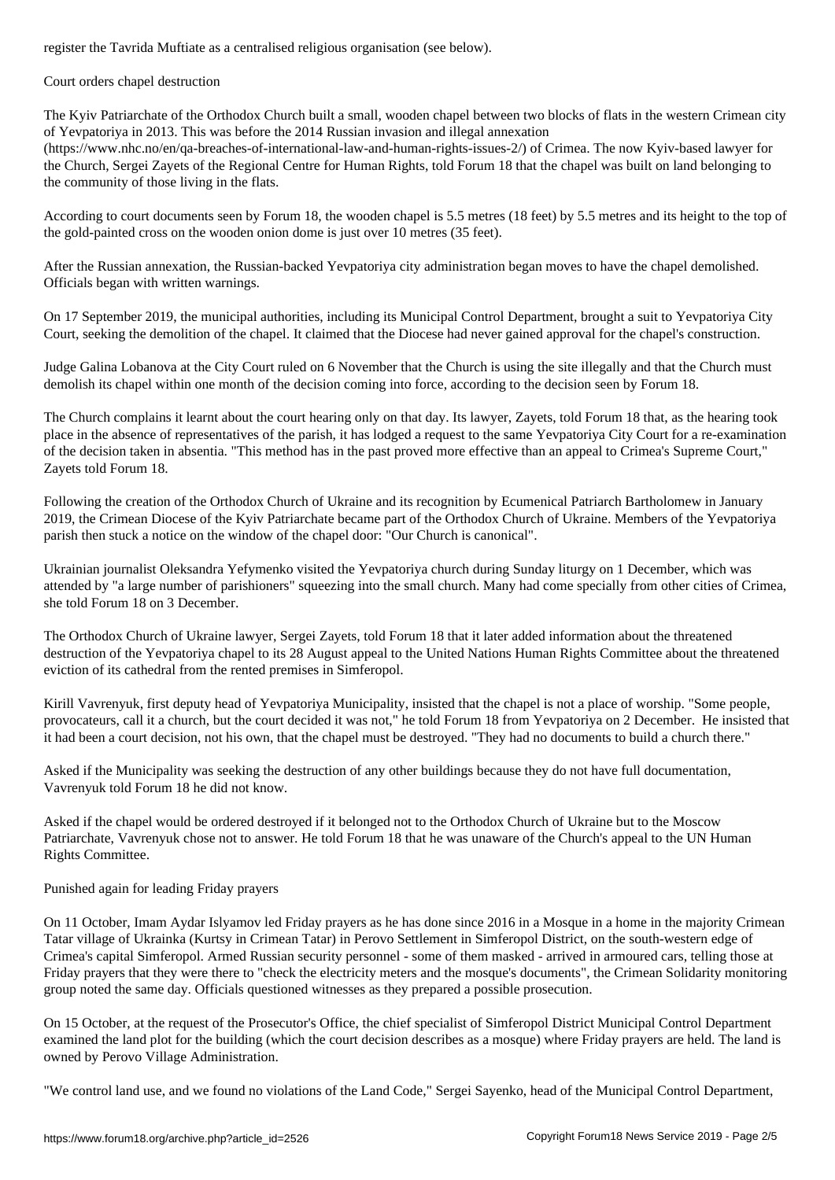register the Tavrida Muftiate as a centralised religious organisation (see below).

## Court orders chapel destruction

The Kyiv Patriarchate of the Orthodox Church built a small, wooden chapel between two blocks of flats in the western Crimean city of Yevpatoriya in 2013. This was before the 2014 Russian invasion and illegal annexation (https://www.nhc.no/en/qa-breaches-of-international-law-and-human-rights-issues-2/) of Crimea. The now Kyiv-based lawyer for the Church, Sergei Zayets of the Regional Centre for Human Rights, told Forum 18 that the chapel was built on land belonging to the community of those living in the flats.

According to court documents seen by Forum 18, the wooden chapel is 5.5 metres (18 feet) by 5.5 metres and its height to the top of the gold-painted cross on the wooden onion dome is just over 10 metres (35 feet).

After the Russian annexation, the Russian-backed Yevpatoriya city administration began moves to have the chapel demolished. Officials began with written warnings.

On 17 September 2019, the municipal authorities, including its Municipal Control Department, brought a suit to Yevpatoriya City Court, seeking the demolition of the chapel. It claimed that the Diocese had never gained approval for the chapel's construction.

Judge Galina Lobanova at the City Court ruled on 6 November that the Church is using the site illegally and that the Church must demolish its chapel within one month of the decision coming into force, according to the decision seen by Forum 18.

The Church complains it learnt about the court hearing only on that day. Its lawyer, Zayets, told Forum 18 that, as the hearing took place in the absence of representatives of the parish, it has lodged a request to the same Yevpatoriya City Court for a re-examination of the decision taken in absentia. "This method has in the past proved more effective than an appeal to Crimea's Supreme Court," Zayets told Forum 18.

Following the creation of the Orthodox Church of Ukraine and its recognition by Ecumenical Patriarch Bartholomew in January 2019, the Crimean Diocese of the Kyiv Patriarchate became part of the Orthodox Church of Ukraine. Members of the Yevpatoriya parish then stuck a notice on the window of the chapel door: "Our Church is canonical".

Ukrainian journalist Oleksandra Yefymenko visited the Yevpatoriya church during Sunday liturgy on 1 December, which was attended by "a large number of parishioners" squeezing into the small church. Many had come specially from other cities of Crimea, she told Forum 18 on 3 December.

The Orthodox Church of Ukraine lawyer, Sergei Zayets, told Forum 18 that it later added information about the threatened destruction of the Yevpatoriya chapel to its 28 August appeal to the United Nations Human Rights Committee about the threatened eviction of its cathedral from the rented premises in Simferopol.

Kirill Vavrenyuk, first deputy head of Yevpatoriya Municipality, insisted that the chapel is not a place of worship. "Some people, provocateurs, call it a church, but the court decided it was not," he told Forum 18 from Yevpatoriya on 2 December. He insisted that it had been a court decision, not his own, that the chapel must be destroyed. "They had no documents to build a church there."

Asked if the Municipality was seeking the destruction of any other buildings because they do not have full documentation, Vavrenyuk told Forum 18 he did not know.

Asked if the chapel would be ordered destroyed if it belonged not to the Orthodox Church of Ukraine but to the Moscow Patriarchate, Vavrenyuk chose not to answer. He told Forum 18 that he was unaware of the Church's appeal to the UN Human Rights Committee.

## Punished again for leading Friday prayers

On 11 October, Imam Aydar Islyamov led Friday prayers as he has done since 2016 in a Mosque in a home in the majority Crimean Tatar village of Ukrainka (Kurtsy in Crimean Tatar) in Perovo Settlement in Simferopol District, on the south-western edge of Crimea's capital Simferopol. Armed Russian security personnel - some of them masked - arrived in armoured cars, telling those at Friday prayers that they were there to "check the electricity meters and the mosque's documents", the Crimean Solidarity monitoring group noted the same day. Officials questioned witnesses as they prepared a possible prosecution.

On 15 October, at the request of the Prosecutor's Office, the chief specialist of Simferopol District Municipal Control Department examined the land plot for the building (which the court decision describes as a mosque) where Friday prayers are held. The land is owned by Perovo Village Administration.

"We control land use, and we found no violations of the Land Code," Sergei Sayenko, head of the Municipal Control Department,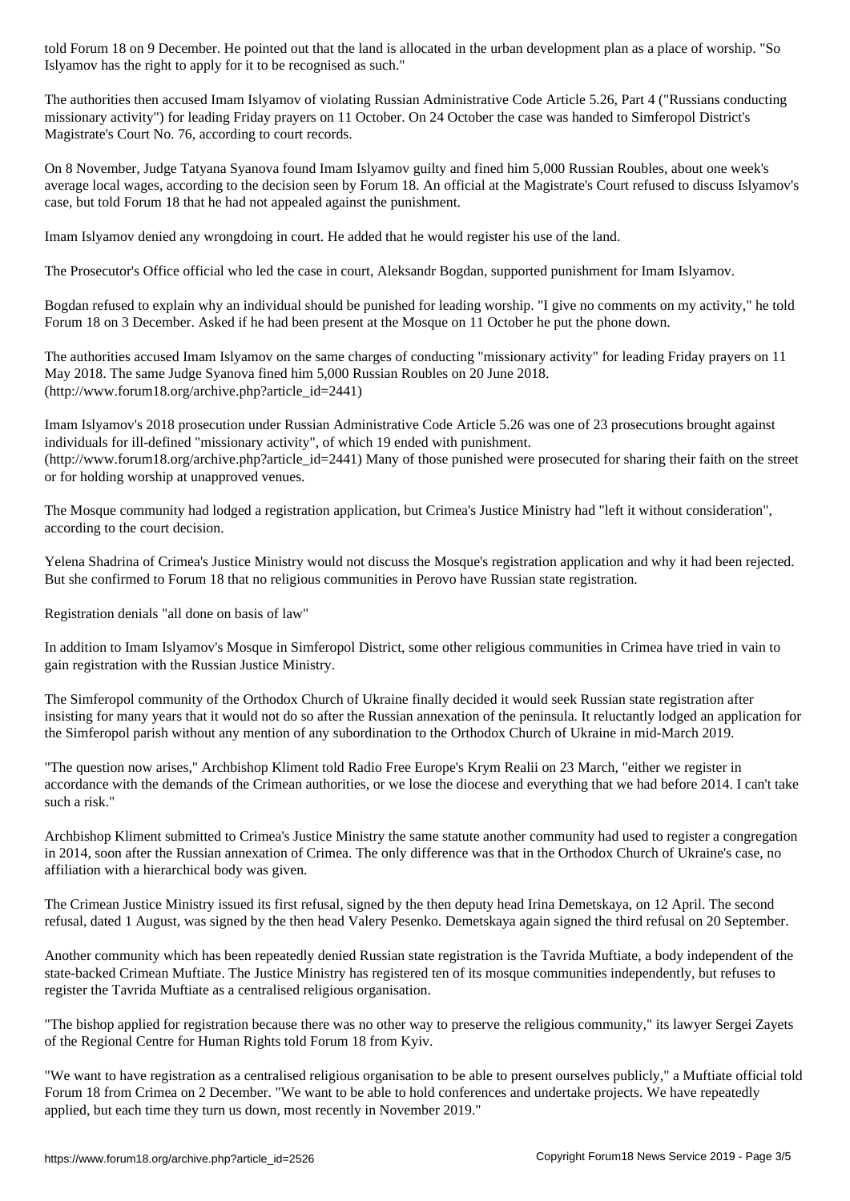told Forum 18 on 9 December. He pointed out that the land is allocated in the urban development plan as a place of worship. "So Islyamov has the right to apply for it to be recognised as such."

The authorities then accused Imam Islyamov of violating Russian Administrative Code Article 5.26, Part 4 ("Russians conducting missionary activity") for leading Friday prayers on 11 October. On 24 October the case was handed to Simferopol District's Magistrate's Court No. 76, according to court records.

On 8 November, Judge Tatyana Syanova found Imam Islyamov guilty and fined him 5,000 Russian Roubles, about one week's average local wages, according to the decision seen by Forum 18. An official at the Magistrate's Court refused to discuss Islyamov's case, but told Forum 18 that he had not appealed against the punishment.

Imam Islyamov denied any wrongdoing in court. He added that he would register his use of the land.

The Prosecutor's Office official who led the case in court, Aleksandr Bogdan, supported punishment for Imam Islyamov.

Bogdan refused to explain why an individual should be punished for leading worship. "I give no comments on my activity," he told Forum 18 on 3 December. Asked if he had been present at the Mosque on 11 October he put the phone down.

The authorities accused Imam Islyamov on the same charges of conducting "missionary activity" for leading Friday prayers on 11 May 2018. The same Judge Syanova fined him 5,000 Russian Roubles on 20 June 2018. (http://www.forum18.org/archive.php?article_id=2441)

Imam Islyamov's 2018 prosecution under Russian Administrative Code Article 5.26 was one of 23 prosecutions brought against individuals for ill-defined "missionary activity", of which 19 ended with punishment. (http://www.forum18.org/archive.php?article_id=2441) Many of those punished were prosecuted for sharing their faith on the street or for holding worship at unapproved venues.

The Mosque community had lodged a registration application, but Crimea's Justice Ministry had "left it without consideration", according to the court decision.

Yelena Shadrina of Crimea's Justice Ministry would not discuss the Mosque's registration application and why it had been rejected. But she confirmed to Forum 18 that no religious communities in Perovo have Russian state registration.

Registration denials "all done on basis of law"

In addition to Imam Islyamov's Mosque in Simferopol District, some other religious communities in Crimea have tried in vain to gain registration with the Russian Justice Ministry.

The Simferopol community of the Orthodox Church of Ukraine finally decided it would seek Russian state registration after insisting for many years that it would not do so after the Russian annexation of the peninsula. It reluctantly lodged an application for the Simferopol parish without any mention of any subordination to the Orthodox Church of Ukraine in mid-March 2019.

"The question now arises," Archbishop Kliment told Radio Free Europe's Krym Realii on 23 March, "either we register in accordance with the demands of the Crimean authorities, or we lose the diocese and everything that we had before 2014. I can't take such a risk."

Archbishop Kliment submitted to Crimea's Justice Ministry the same statute another community had used to register a congregation in 2014, soon after the Russian annexation of Crimea. The only difference was that in the Orthodox Church of Ukraine's case, no affiliation with a hierarchical body was given.

The Crimean Justice Ministry issued its first refusal, signed by the then deputy head Irina Demetskaya, on 12 April. The second refusal, dated 1 August, was signed by the then head Valery Pesenko. Demetskaya again signed the third refusal on 20 September.

Another community which has been repeatedly denied Russian state registration is the Tavrida Muftiate, a body independent of the state-backed Crimean Muftiate. The Justice Ministry has registered ten of its mosque communities independently, but refuses to register the Tavrida Muftiate as a centralised religious organisation.

"The bishop applied for registration because there was no other way to preserve the religious community," its lawyer Sergei Zayets of the Regional Centre for Human Rights told Forum 18 from Kyiv.

"We want to have registration as a centralised religious organisation to be able to present ourselves publicly," a Muftiate official told Forum 18 from Crimea on 2 December. "We want to be able to hold conferences and undertake projects. We have repeatedly applied, but each time they turn us down, most recently in November 2019."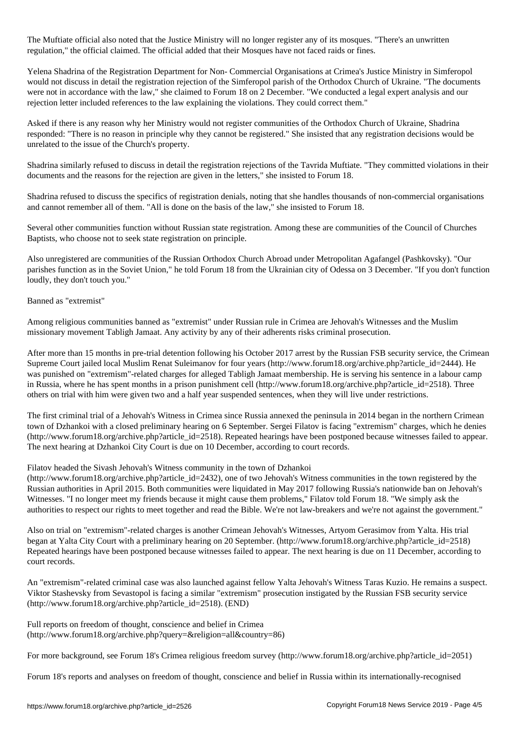The Muftiate official also noted that the Justice Ministry will no longer register any of its mosques. "There's an unwritten regulation," the official claimed. The official added that their Mosques have not faced raids or fines.

Yelena Shadrina of the Registration Department for Non- Commercial Organisations at Crimea's Justice Ministry in Simferopol would not discuss in detail the registration rejection of the Simferopol parish of the Orthodox Church of Ukraine. "The documents were not in accordance with the law," she claimed to Forum 18 on 2 December. "We conducted a legal expert analysis and our rejection letter included references to the law explaining the violations. They could correct them."

Asked if there is any reason why her Ministry would not register communities of the Orthodox Church of Ukraine, Shadrina responded: "There is no reason in principle why they cannot be registered." She insisted that any registration decisions would be unrelated to the issue of the Church's property.

Shadrina similarly refused to discuss in detail the registration rejections of the Tavrida Muftiate. "They committed violations in their documents and the reasons for the rejection are given in the letters," she insisted to Forum 18.

Shadrina refused to discuss the specifics of registration denials, noting that she handles thousands of non-commercial organisations and cannot remember all of them. "All is done on the basis of the law," she insisted to Forum 18.

Several other communities function without Russian state registration. Among these are communities of the Council of Churches Baptists, who choose not to seek state registration on principle.

Also unregistered are communities of the Russian Orthodox Church Abroad under Metropolitan Agafangel (Pashkovsky). "Our parishes function as in the Soviet Union," he told Forum 18 from the Ukrainian city of Odessa on 3 December. "If you don't function loudly, they don't touch you."

## Banned as "extremist"

Among religious communities banned as "extremist" under Russian rule in Crimea are Jehovah's Witnesses and the Muslim missionary movement Tabligh Jamaat. Any activity by any of their adherents risks criminal prosecution.

After more than 15 months in pre-trial detention following his October 2017 arrest by the Russian FSB security service, the Crimean Supreme Court jailed local Muslim Renat Suleimanov for four years (http://www.forum18.org/archive.php?article_id=2444). He was punished on "extremism"-related charges for alleged Tabligh Jamaat membership. He is serving his sentence in a labour camp in Russia, where he has spent months in a prison punishment cell (http://www.forum18.org/archive.php?article_id=2518). Three others on trial with him were given two and a half year suspended sentences, when they will live under restrictions.

The first criminal trial of a Jehovah's Witness in Crimea since Russia annexed the peninsula in 2014 began in the northern Crimean town of Dzhankoi with a closed preliminary hearing on 6 September. Sergei Filatov is facing "extremism" charges, which he denies (http://www.forum18.org/archive.php?article_id=2518). Repeated hearings have been postponed because witnesses failed to appear. The next hearing at Dzhankoi City Court is due on 10 December, according to court records.

Filatov headed the Sivash Jehovah's Witness community in the town of Dzhankoi (http://www.forum18.org/archive.php?article_id=2432), one of two Jehovah's Witness communities in the town registered by the Russian authorities in April 2015. Both communities were liquidated in May 2017 following Russia's nationwide ban on Jehovah's Witnesses. "I no longer meet my friends because it might cause them problems," Filatov told Forum 18. "We simply ask the authorities to respect our rights to meet together and read the Bible. We're not law-breakers and we're not against the government."

Also on trial on "extremism"-related charges is another Crimean Jehovah's Witnesses, Artyom Gerasimov from Yalta. His trial began at Yalta City Court with a preliminary hearing on 20 September. (http://www.forum18.org/archive.php?article_id=2518) Repeated hearings have been postponed because witnesses failed to appear. The next hearing is due on 11 December, according to court records.

An "extremism"-related criminal case was also launched against fellow Yalta Jehovah's Witness Taras Kuzio. He remains a suspect. Viktor Stashevsky from Sevastopol is facing a similar "extremism" prosecution instigated by the Russian FSB security service (http://www.forum18.org/archive.php?article_id=2518). (END)

Full reports on freedom of thought, conscience and belief in Crimea (http://www.forum18.org/archive.php?query=&religion=all&country=86)

For more background, see Forum 18's Crimea religious freedom survey (http://www.forum18.org/archive.php?article_id=2051)

Forum 18's reports and analyses on freedom of thought, conscience and belief in Russia within its internationally-recognised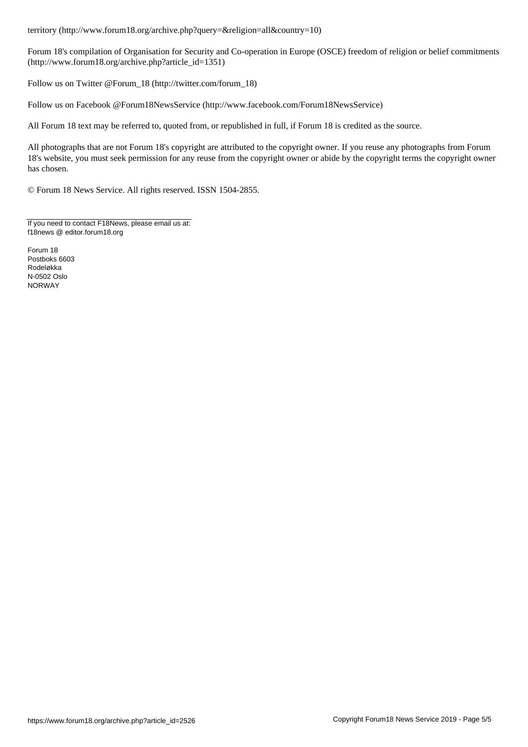territory (http://www.forum18.org/archive.php?query=&religion=all&country=10)

Forum 18's compilation of Organisation for Security and Co-operation in Europe (OSCE) freedom of religion or belief commitments (http://www.forum18.org/archive.php?article_id=1351)

Follow us on Twitter @Forum_18 (http://twitter.com/forum_18)

Follow us on Facebook @Forum18NewsService (http://www.facebook.com/Forum18NewsService)

All Forum 18 text may be referred to, quoted from, or republished in full, if Forum 18 is credited as the source.

All photographs that are not Forum 18's copyright are attributed to the copyright owner. If you reuse any photographs from Forum 18's website, you must seek permission for any reuse from the copyright owner or abide by the copyright terms the copyright owner has chosen.

© Forum 18 News Service. All rights reserved. ISSN 1504-2855.

---

If you need to contact F18News, please email us at:
f18news @ editor.forum18.org

Forum 18
Postboks 6603
Rodeløkka
N-0502 Oslo
NORWAY